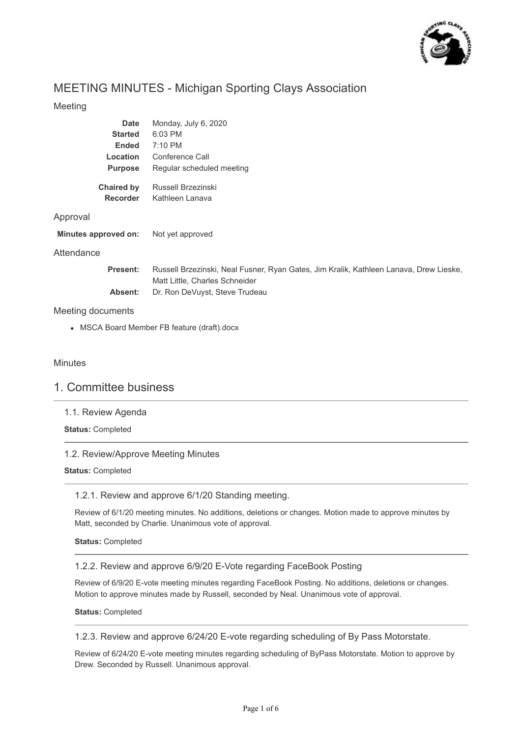# MEETING MINUTES - Michigan Sporting Clays Association

## Meeting

**Date** Monday, July 6, 2020
**Started** 6:03 PM
**Ended** 7:10 PM
**Location** Conference Call
**Purpose** Regular scheduled meeting

**Chaired by** Russell Brzezinski
**Recorder** Kathleen Lanava

## Approval

**Minutes approved on:** Not yet approved

## Attendance

**Present:** Russell Brzezinski, Neal Fusner, Ryan Gates, Jim Kralik, Kathleen Lanava, Drew Lieske, Matt Little, Charles Schneider
**Absent:** Dr. Ron DeVuyst, Steve Trudeau

## Meeting documents

- MSCA Board Member FB feature (draft).docx

## Minutes

# 1. Committee business

### 1.1. Review Agenda

**Status:** Completed

### 1.2. Review/Approve Meeting Minutes

**Status:** Completed

#### 1.2.1. Review and approve 6/1/20 Standing meeting.

Review of 6/1/20 meeting minutes. No additions, deletions or changes. Motion made to approve minutes by Matt, seconded by Charlie. Unanimous vote of approval.

**Status:** Completed

#### 1.2.2. Review and approve 6/9/20 E-Vote regarding FaceBook Posting

Review of 6/9/20 E-vote meeting minutes regarding FaceBook Posting. No additions, deletions or changes. Motion to approve minutes made by Russell, seconded by Neal. Unanimous vote of approval.

**Status:** Completed

#### 1.2.3. Review and approve 6/24/20 E-vote regarding scheduling of By Pass Motorstate.

Review of 6/24/20 E-vote meeting minutes regarding scheduling of ByPass Motorstate. Motion to approve by Drew. Seconded by Russell. Unanimous approval.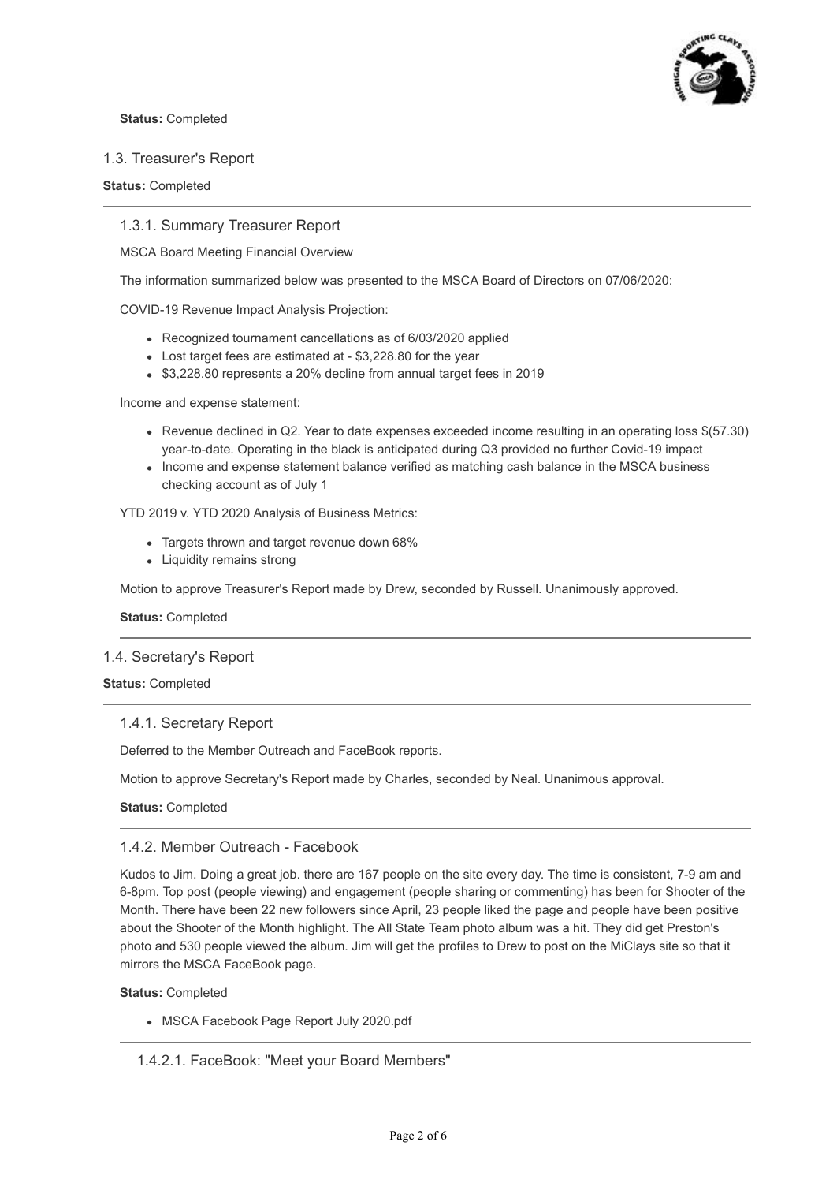**Status:** Completed

## 1.3. Treasurer's Report

**Status:** Completed

### 1.3.1. Summary Treasurer Report

MSCA Board Meeting Financial Overview

The information summarized below was presented to the MSCA Board of Directors on 07/06/2020:

COVID-19 Revenue Impact Analysis Projection:

- Recognized tournament cancellations as of 6/03/2020 applied
- Lost target fees are estimated at - $3,228.80 for the year
- $3,228.80 represents a 20% decline from annual target fees in 2019

Income and expense statement:

- Revenue declined in Q2. Year to date expenses exceeded income resulting in an operating loss $(57.30) year-to-date. Operating in the black is anticipated during Q3 provided no further Covid-19 impact
- Income and expense statement balance verified as matching cash balance in the MSCA business checking account as of July 1

YTD 2019 v. YTD 2020 Analysis of Business Metrics:

- Targets thrown and target revenue down 68%
- Liquidity remains strong

Motion to approve Treasurer's Report made by Drew, seconded by Russell. Unanimously approved.

**Status:** Completed

## 1.4. Secretary's Report

**Status:** Completed

### 1.4.1. Secretary Report

Deferred to the Member Outreach and FaceBook reports.

Motion to approve Secretary's Report made by Charles, seconded by Neal. Unanimous approval.

**Status:** Completed

### 1.4.2. Member Outreach - Facebook

Kudos to Jim. Doing a great job. there are 167 people on the site every day. The time is consistent, 7-9 am and 6-8pm. Top post (people viewing) and engagement (people sharing or commenting) has been for Shooter of the Month. There have been 22 new followers since April, 23 people liked the page and people have been positive about the Shooter of the Month highlight. The All State Team photo album was a hit. They did get Preston's photo and 530 people viewed the album. Jim will get the profiles to Drew to post on the MiClays site so that it mirrors the MSCA FaceBook page.

**Status:** Completed

- MSCA Facebook Page Report July 2020.pdf

#### 1.4.2.1. FaceBook: "Meet your Board Members"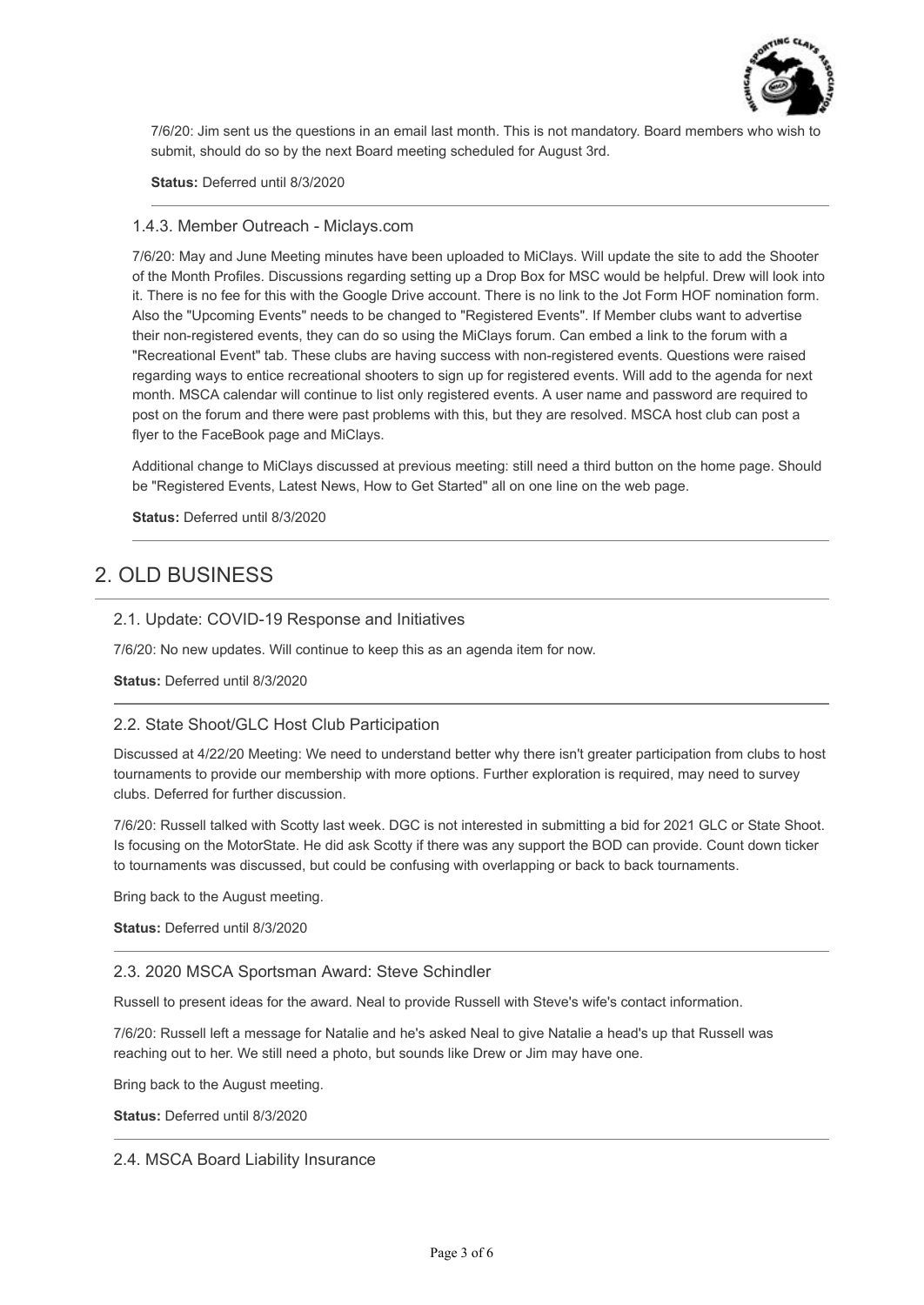7/6/20: Jim sent us the questions in an email last month. This is not mandatory. Board members who wish to submit, should do so by the next Board meeting scheduled for August 3rd.

**Status:** Deferred until 8/3/2020

### 1.4.3. Member Outreach - Miclays.com

7/6/20: May and June Meeting minutes have been uploaded to MiClays. Will update the site to add the Shooter of the Month Profiles. Discussions regarding setting up a Drop Box for MSC would be helpful. Drew will look into it. There is no fee for this with the Google Drive account. There is no link to the Jot Form HOF nomination form. Also the "Upcoming Events" needs to be changed to "Registered Events". If Member clubs want to advertise their non-registered events, they can do so using the MiClays forum. Can embed a link to the forum with a "Recreational Event" tab. These clubs are having success with non-registered events. Questions were raised regarding ways to entice recreational shooters to sign up for registered events. Will add to the agenda for next month. MSCA calendar will continue to list only registered events. A user name and password are required to post on the forum and there were past problems with this, but they are resolved. MSCA host club can post a flyer to the FaceBook page and MiClays.

Additional change to MiClays discussed at previous meeting: still need a third button on the home page. Should be "Registered Events, Latest News, How to Get Started" all on one line on the web page.

**Status:** Deferred until 8/3/2020

## 2. OLD BUSINESS

### 2.1. Update: COVID-19 Response and Initiatives

7/6/20: No new updates. Will continue to keep this as an agenda item for now.

**Status:** Deferred until 8/3/2020

### 2.2. State Shoot/GLC Host Club Participation

Discussed at 4/22/20 Meeting: We need to understand better why there isn't greater participation from clubs to host tournaments to provide our membership with more options. Further exploration is required, may need to survey clubs. Deferred for further discussion.

7/6/20: Russell talked with Scotty last week. DGC is not interested in submitting a bid for 2021 GLC or State Shoot. Is focusing on the MotorState. He did ask Scotty if there was any support the BOD can provide. Count down ticker to tournaments was discussed, but could be confusing with overlapping or back to back tournaments.

Bring back to the August meeting.

**Status:** Deferred until 8/3/2020

### 2.3. 2020 MSCA Sportsman Award: Steve Schindler

Russell to present ideas for the award. Neal to provide Russell with Steve's wife's contact information.

7/6/20: Russell left a message for Natalie and he's asked Neal to give Natalie a head's up that Russell was reaching out to her. We still need a photo, but sounds like Drew or Jim may have one.

Bring back to the August meeting.

**Status:** Deferred until 8/3/2020

### 2.4. MSCA Board Liability Insurance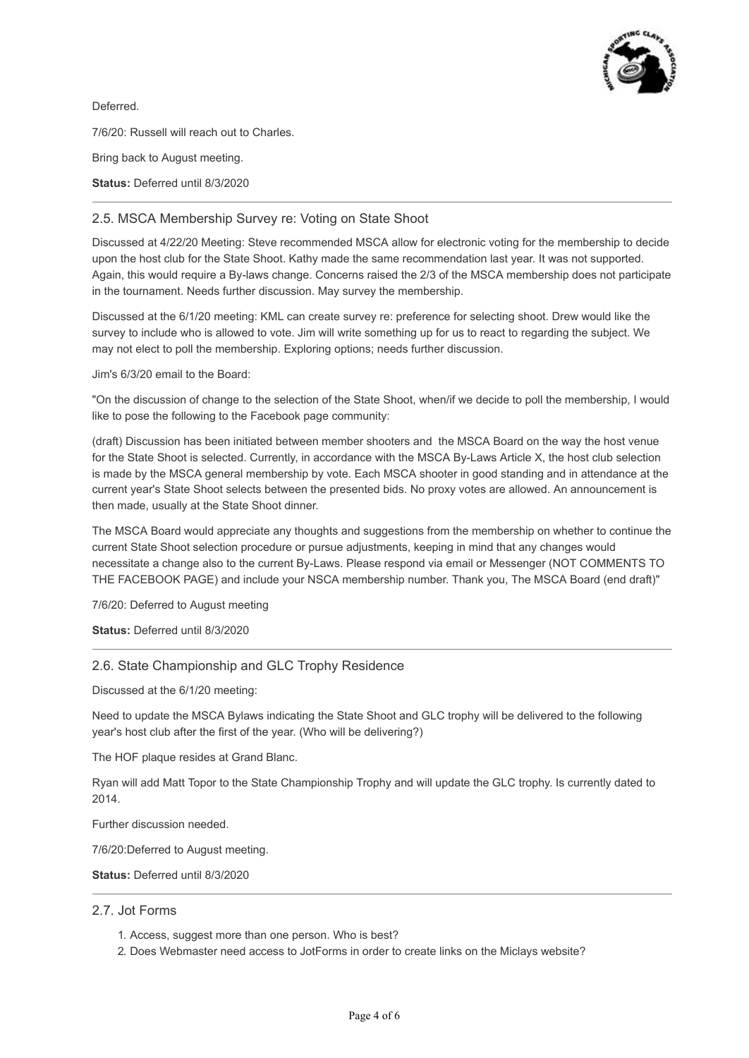Deferred.

7/6/20: Russell will reach out to Charles.

Bring back to August meeting.

**Status:** Deferred until 8/3/2020

## 2.5. MSCA Membership Survey re: Voting on State Shoot

Discussed at 4/22/20 Meeting: Steve recommended MSCA allow for electronic voting for the membership to decide upon the host club for the State Shoot. Kathy made the same recommendation last year. It was not supported. Again, this would require a By-laws change. Concerns raised the 2/3 of the MSCA membership does not participate in the tournament. Needs further discussion. May survey the membership.

Discussed at the 6/1/20 meeting: KML can create survey re: preference for selecting shoot. Drew would like the survey to include who is allowed to vote. Jim will write something up for us to react to regarding the subject. We may not elect to poll the membership. Exploring options; needs further discussion.

Jim's 6/3/20 email to the Board:

"On the discussion of change to the selection of the State Shoot, when/if we decide to poll the membership, I would like to pose the following to the Facebook page community:

(draft) Discussion has been initiated between member shooters and the MSCA Board on the way the host venue for the State Shoot is selected. Currently, in accordance with the MSCA By-Laws Article X, the host club selection is made by the MSCA general membership by vote. Each MSCA shooter in good standing and in attendance at the current year's State Shoot selects between the presented bids. No proxy votes are allowed. An announcement is then made, usually at the State Shoot dinner.

The MSCA Board would appreciate any thoughts and suggestions from the membership on whether to continue the current State Shoot selection procedure or pursue adjustments, keeping in mind that any changes would necessitate a change also to the current By-Laws. Please respond via email or Messenger (NOT COMMENTS TO THE FACEBOOK PAGE) and include your NSCA membership number. Thank you, The MSCA Board (end draft)"

7/6/20: Deferred to August meeting

**Status:** Deferred until 8/3/2020

## 2.6. State Championship and GLC Trophy Residence

Discussed at the 6/1/20 meeting:

Need to update the MSCA Bylaws indicating the State Shoot and GLC trophy will be delivered to the following year's host club after the first of the year. (Who will be delivering?)

The HOF plaque resides at Grand Blanc.

Ryan will add Matt Topor to the State Championship Trophy and will update the GLC trophy. Is currently dated to 2014.

Further discussion needed.

7/6/20:Deferred to August meeting.

**Status:** Deferred until 8/3/2020

## 2.7. Jot Forms

1. Access, suggest more than one person. Who is best?
2. Does Webmaster need access to JotForms in order to create links on the Miclays website?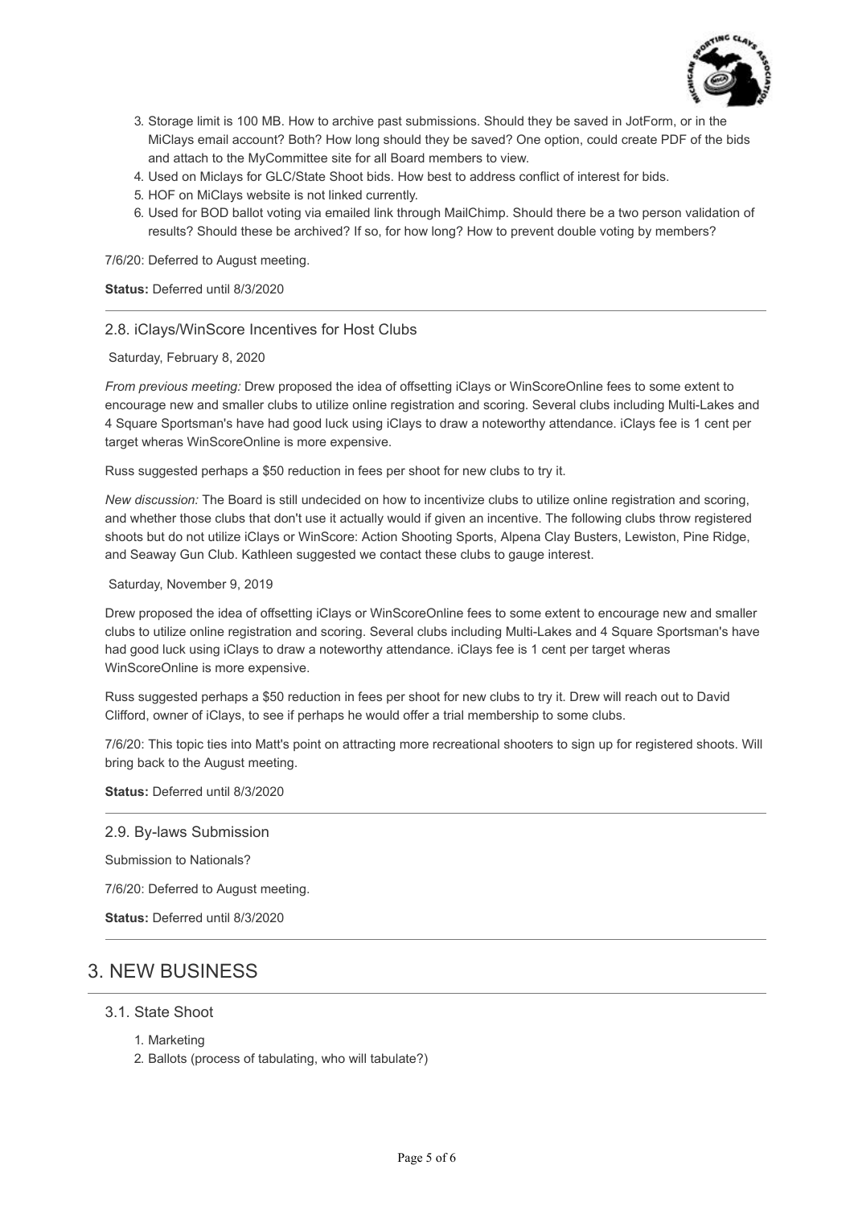3. Storage limit is 100 MB. How to archive past submissions. Should they be saved in JotForm, or in the MiClays email account? Both? How long should they be saved? One option, could create PDF of the bids and attach to the MyCommittee site for all Board members to view.
4. Used on Miclays for GLC/State Shoot bids. How best to address conflict of interest for bids.
5. HOF on MiClays website is not linked currently.
6. Used for BOD ballot voting via emailed link through MailChimp. Should there be a two person validation of results? Should these be archived? If so, for how long? How to prevent double voting by members?

7/6/20: Deferred to August meeting.

**Status:** Deferred until 8/3/2020

---

### 2.8. iClays/WinScore Incentives for Host Clubs

Saturday, February 8, 2020

*From previous meeting:* Drew proposed the idea of offsetting iClays or WinScoreOnline fees to some extent to encourage new and smaller clubs to utilize online registration and scoring. Several clubs including Multi-Lakes and 4 Square Sportsman's have had good luck using iClays to draw a noteworthy attendance. iClays fee is 1 cent per target wheras WinScoreOnline is more expensive.

Russ suggested perhaps a $50 reduction in fees per shoot for new clubs to try it.

*New discussion:* The Board is still undecided on how to incentivize clubs to utilize online registration and scoring, and whether those clubs that don't use it actually would if given an incentive. The following clubs throw registered shoots but do not utilize iClays or WinScore: Action Shooting Sports, Alpena Clay Busters, Lewiston, Pine Ridge, and Seaway Gun Club. Kathleen suggested we contact these clubs to gauge interest.

Saturday, November 9, 2019

Drew proposed the idea of offsetting iClays or WinScoreOnline fees to some extent to encourage new and smaller clubs to utilize online registration and scoring. Several clubs including Multi-Lakes and 4 Square Sportsman's have had good luck using iClays to draw a noteworthy attendance. iClays fee is 1 cent per target wheras WinScoreOnline is more expensive.

Russ suggested perhaps a $50 reduction in fees per shoot for new clubs to try it. Drew will reach out to David Clifford, owner of iClays, to see if perhaps he would offer a trial membership to some clubs.

7/6/20: This topic ties into Matt's point on attracting more recreational shooters to sign up for registered shoots. Will bring back to the August meeting.

**Status:** Deferred until 8/3/2020

---

### 2.9. By-laws Submission

Submission to Nationals?

7/6/20: Deferred to August meeting.

**Status:** Deferred until 8/3/2020

---

## 3. NEW BUSINESS

### 3.1. State Shoot

1. Marketing
2. Ballots (process of tabulating, who will tabulate?)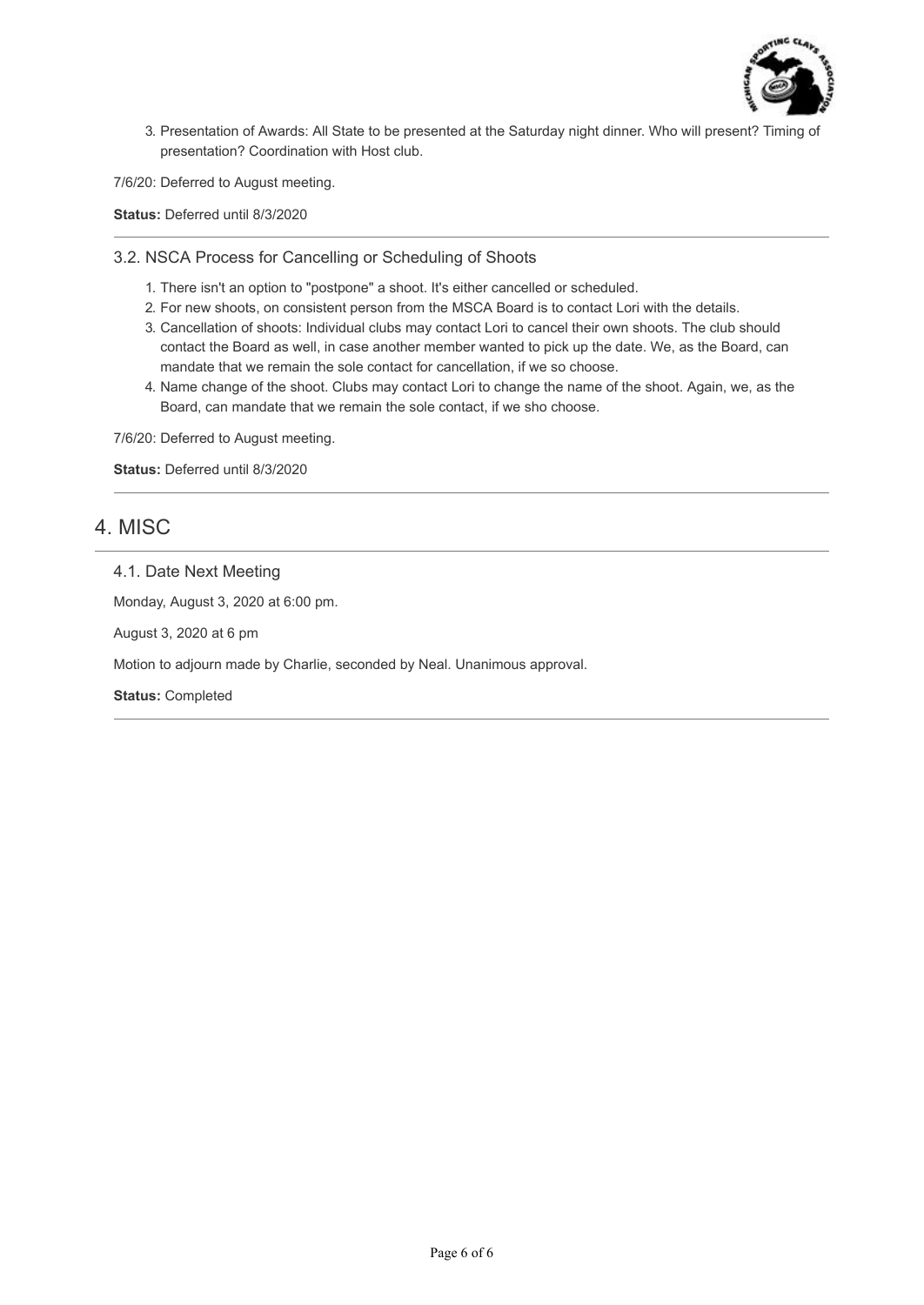3. Presentation of Awards: All State to be presented at the Saturday night dinner. Who will present? Timing of presentation? Coordination with Host club.

7/6/20: Deferred to August meeting.

**Status:** Deferred until 8/3/2020

### 3.2. NSCA Process for Cancelling or Scheduling of Shoots

1. There isn't an option to "postpone" a shoot. It's either cancelled or scheduled.
2. For new shoots, on consistent person from the MSCA Board is to contact Lori with the details.
3. Cancellation of shoots: Individual clubs may contact Lori to cancel their own shoots. The club should contact the Board as well, in case another member wanted to pick up the date. We, as the Board, can mandate that we remain the sole contact for cancellation, if we so choose.
4. Name change of the shoot. Clubs may contact Lori to change the name of the shoot. Again, we, as the Board, can mandate that we remain the sole contact, if we sho choose.

7/6/20: Deferred to August meeting.

**Status:** Deferred until 8/3/2020

## 4. MISC

### 4.1. Date Next Meeting

Monday, August 3, 2020 at 6:00 pm.

August 3, 2020 at 6 pm

Motion to adjourn made by Charlie, seconded by Neal. Unanimous approval.

**Status:** Completed